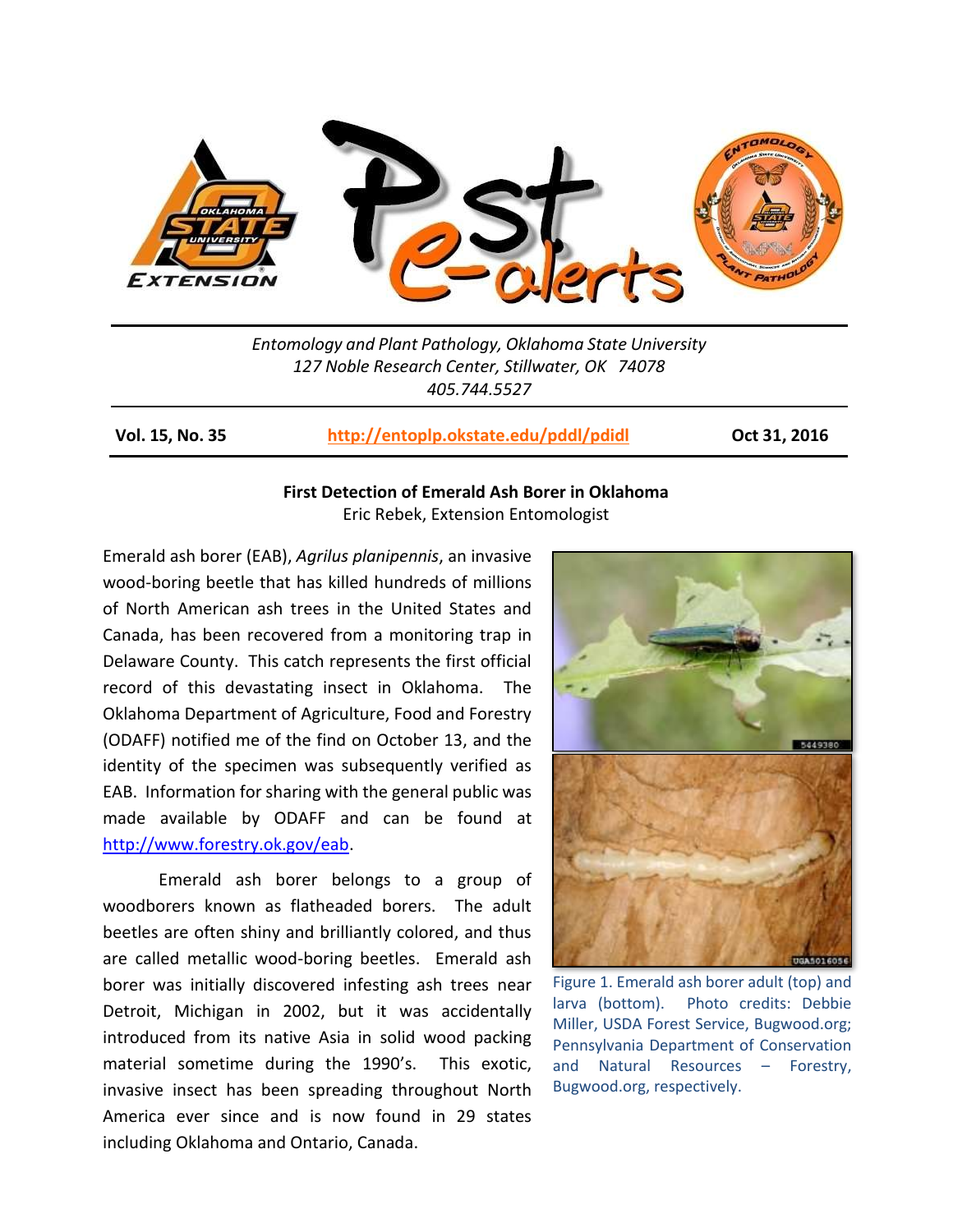Entomology and Plant Pathology, Oklahoma State University
127 Noble Research Center, Stillwater, OK 74078
405.744.5527

**Vol. 15, No. 35** | **http://entoplp.okstate.edu/pddl/pdidl** | **Oct 31, 2016**

## First Detection of Emerald Ash Borer in Oklahoma

Eric Rebek, Extension Entomologist

Emerald ash borer (EAB), *Agrilus planipennis*, an invasive wood-boring beetle that has killed hundreds of millions of North American ash trees in the United States and Canada, has been recovered from a monitoring trap in Delaware County. This catch represents the first official record of this devastating insect in Oklahoma. The Oklahoma Department of Agriculture, Food and Forestry (ODAFF) notified me of the find on October 13, and the identity of the specimen was subsequently verified as EAB. Information for sharing with the general public was made available by ODAFF and can be found at http://www.forestry.ok.gov/eab.

Emerald ash borer belongs to a group of woodborers known as flatheaded borers. The adult beetles are often shiny and brilliantly colored, and thus are called metallic wood-boring beetles. Emerald ash borer was initially discovered infesting ash trees near Detroit, Michigan in 2002, but it was accidentally introduced from its native Asia in solid wood packing material sometime during the 1990's. This exotic, invasive insect has been spreading throughout North America ever since and is now found in 29 states including Oklahoma and Ontario, Canada.

Figure 1. Emerald ash borer adult (top) and larva (bottom). Photo credits: Debbie Miller, USDA Forest Service, Bugwood.org; Pennsylvania Department of Conservation and Natural Resources – Forestry, Bugwood.org, respectively.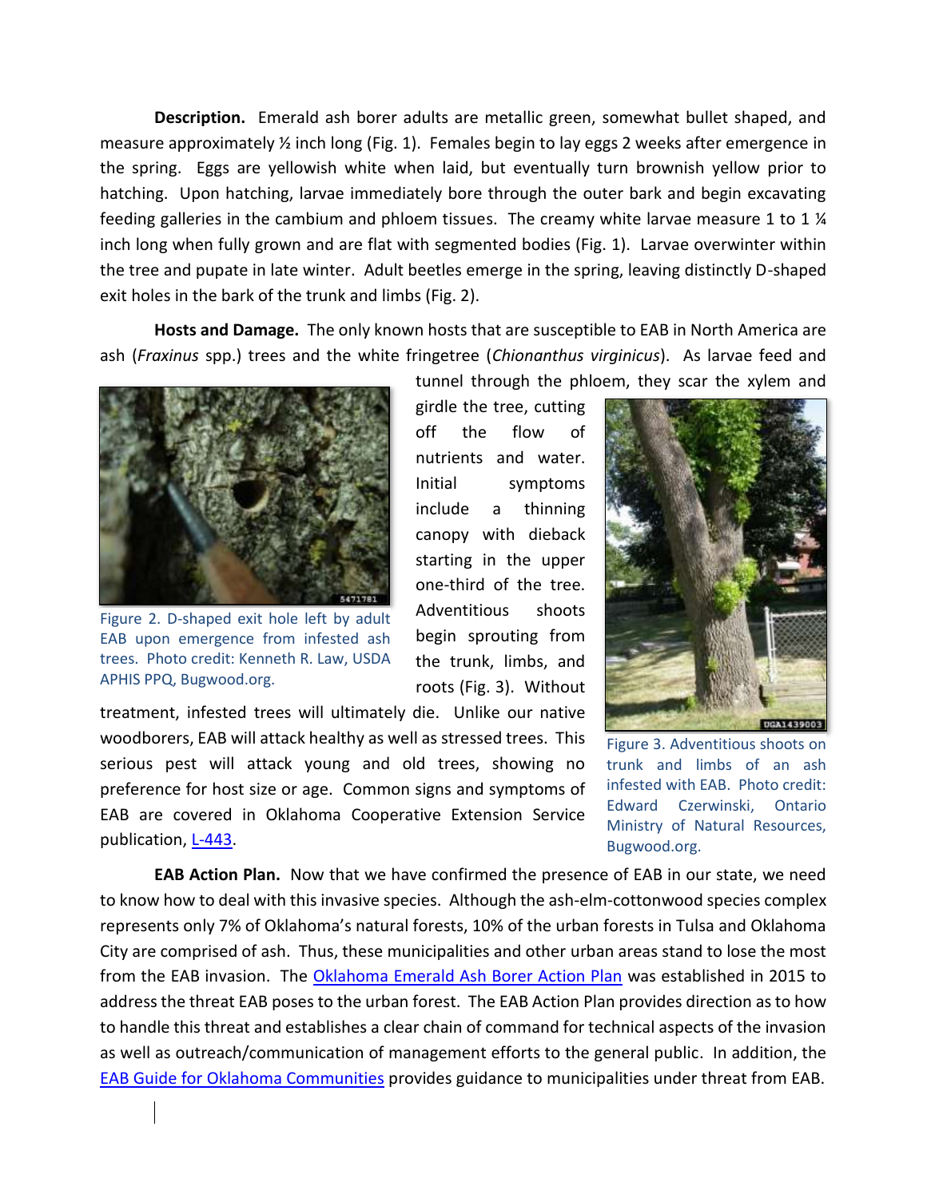**Description.** Emerald ash borer adults are metallic green, somewhat bullet shaped, and measure approximately ½ inch long (Fig. 1). Females begin to lay eggs 2 weeks after emergence in the spring. Eggs are yellowish white when laid, but eventually turn brownish yellow prior to hatching. Upon hatching, larvae immediately bore through the outer bark and begin excavating feeding galleries in the cambium and phloem tissues. The creamy white larvae measure 1 to 1 ¼ inch long when fully grown and are flat with segmented bodies (Fig. 1). Larvae overwinter within the tree and pupate in late winter. Adult beetles emerge in the spring, leaving distinctly D-shaped exit holes in the bark of the trunk and limbs (Fig. 2).

**Hosts and Damage.** The only known hosts that are susceptible to EAB in North America are ash (*Fraxinus* spp.) trees and the white fringetree (*Chionanthus virginicus*). As larvae feed and tunnel through the phloem, they scar the xylem and girdle the tree, cutting off the flow of nutrients and water. Initial symptoms include a thinning canopy with dieback starting in the upper one-third of the tree. Adventitious shoots begin sprouting from the trunk, limbs, and roots (Fig. 3). Without treatment, infested trees will ultimately die. Unlike our native woodborers, EAB will attack healthy as well as stressed trees. This serious pest will attack young and old trees, showing no preference for host size or age. Common signs and symptoms of EAB are covered in Oklahoma Cooperative Extension Service publication, L-443.

Figure 2. D-shaped exit hole left by adult EAB upon emergence from infested ash trees. Photo credit: Kenneth R. Law, USDA APHIS PPQ, Bugwood.org.

Figure 3. Adventitious shoots on trunk and limbs of an ash infested with EAB. Photo credit: Edward Czerwinski, Ontario Ministry of Natural Resources, Bugwood.org.

**EAB Action Plan.** Now that we have confirmed the presence of EAB in our state, we need to know how to deal with this invasive species. Although the ash-elm-cottonwood species complex represents only 7% of Oklahoma's natural forests, 10% of the urban forests in Tulsa and Oklahoma City are comprised of ash. Thus, these municipalities and other urban areas stand to lose the most from the EAB invasion. The Oklahoma Emerald Ash Borer Action Plan was established in 2015 to address the threat EAB poses to the urban forest. The EAB Action Plan provides direction as to how to handle this threat and establishes a clear chain of command for technical aspects of the invasion as well as outreach/communication of management efforts to the general public. In addition, the EAB Guide for Oklahoma Communities provides guidance to municipalities under threat from EAB.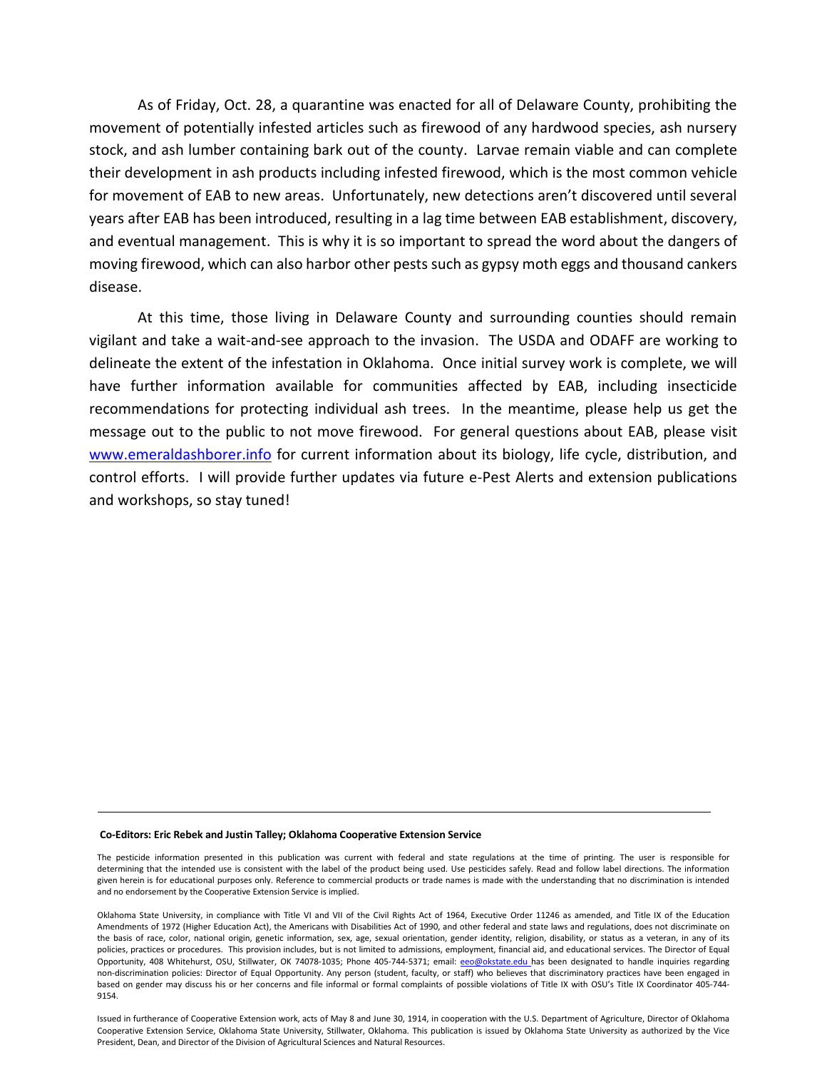As of Friday, Oct. 28, a quarantine was enacted for all of Delaware County, prohibiting the movement of potentially infested articles such as firewood of any hardwood species, ash nursery stock, and ash lumber containing bark out of the county. Larvae remain viable and can complete their development in ash products including infested firewood, which is the most common vehicle for movement of EAB to new areas. Unfortunately, new detections aren't discovered until several years after EAB has been introduced, resulting in a lag time between EAB establishment, discovery, and eventual management. This is why it is so important to spread the word about the dangers of moving firewood, which can also harbor other pests such as gypsy moth eggs and thousand cankers disease.

At this time, those living in Delaware County and surrounding counties should remain vigilant and take a wait-and-see approach to the invasion. The USDA and ODAFF are working to delineate the extent of the infestation in Oklahoma. Once initial survey work is complete, we will have further information available for communities affected by EAB, including insecticide recommendations for protecting individual ash trees. In the meantime, please help us get the message out to the public to not move firewood. For general questions about EAB, please visit [www.emeraldashborer.info](http://www.emeraldashborer.info) for current information about its biology, life cycle, distribution, and control efforts. I will provide further updates via future e-Pest Alerts and extension publications and workshops, so stay tuned!

---

**Co-Editors: Eric Rebek and Justin Talley; Oklahoma Cooperative Extension Service**

The pesticide information presented in this publication was current with federal and state regulations at the time of printing. The user is responsible for determining that the intended use is consistent with the label of the product being used. Use pesticides safely. Read and follow label directions. The information given herein is for educational purposes only. Reference to commercial products or trade names is made with the understanding that no discrimination is intended and no endorsement by the Cooperative Extension Service is implied.

Oklahoma State University, in compliance with Title VI and VII of the Civil Rights Act of 1964, Executive Order 11246 as amended, and Title IX of the Education Amendments of 1972 (Higher Education Act), the Americans with Disabilities Act of 1990, and other federal and state laws and regulations, does not discriminate on the basis of race, color, national origin, genetic information, sex, age, sexual orientation, gender identity, religion, disability, or status as a veteran, in any of its policies, practices or procedures. This provision includes, but is not limited to admissions, employment, financial aid, and educational services. The Director of Equal Opportunity, 408 Whitehurst, OSU, Stillwater, OK 74078-1035; Phone 405-744-5371; email: eeo@okstate.edu has been designated to handle inquiries regarding non-discrimination policies: Director of Equal Opportunity. Any person (student, faculty, or staff) who believes that discriminatory practices have been engaged in based on gender may discuss his or her concerns and file informal or formal complaints of possible violations of Title IX with OSU's Title IX Coordinator 405-744-9154.

Issued in furtherance of Cooperative Extension work, acts of May 8 and June 30, 1914, in cooperation with the U.S. Department of Agriculture, Director of Oklahoma Cooperative Extension Service, Oklahoma State University, Stillwater, Oklahoma. This publication is issued by Oklahoma State University as authorized by the Vice President, Dean, and Director of the Division of Agricultural Sciences and Natural Resources.